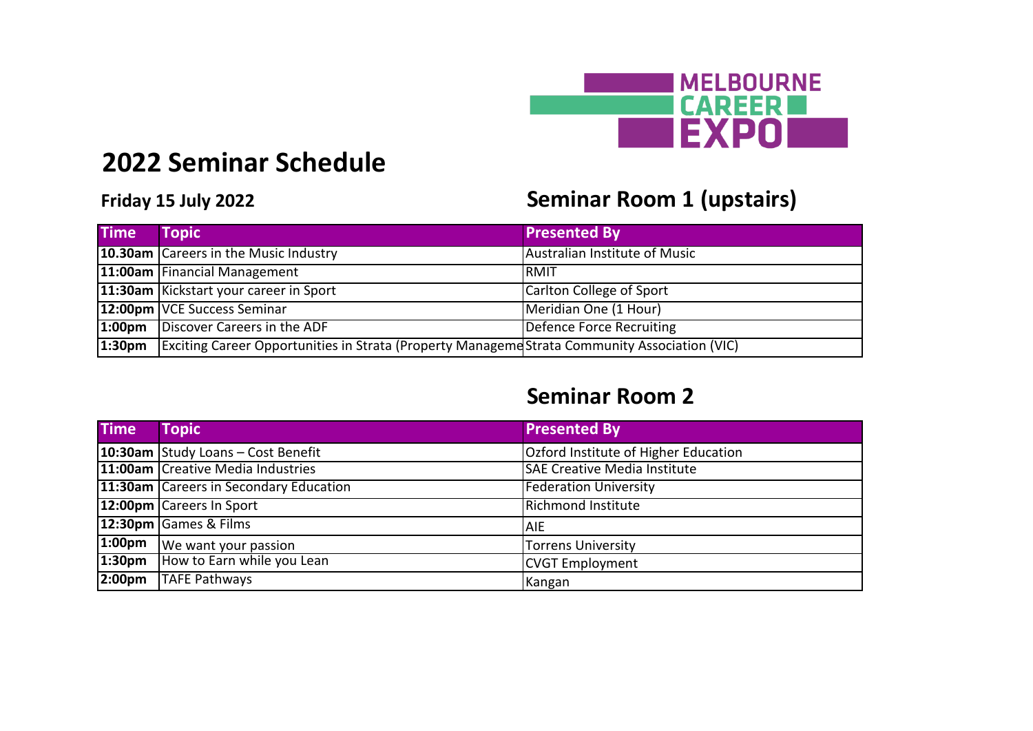MELBOURNE CAREER EXPO

# 2022 Seminar Schedule

**Friday 15 July 2022**

## Seminar Room 1 (upstairs)

| Time | Topic | Presented By |
|---|---|---|
| **10.30am** | Careers in the Music Industry | Australian Institute of Music |
| **11:00am** | Financial Management | RMIT |
| **11:30am** | Kickstart your career in Sport | Carlton College of Sport |
| **12:00pm** | VCE Success Seminar | Meridian One (1 Hour) |
| **1:00pm** | Discover Careers in the ADF | Defence Force Recruiting |
| **1:30pm** | Exciting Career Opportunities in Strata (Property Manageme | Strata Community Association (VIC) |

## Seminar Room 2

| Time | Topic | Presented By |
|---|---|---|
| **10:30am** | Study Loans – Cost Benefit | Ozford Institute of Higher Education |
| **11:00am** | Creative Media Industries | SAE Creative Media Institute |
| **11:30am** | Careers in Secondary Education | Federation University |
| **12:00pm** | Careers In Sport | Richmond Institute |
| **12:30pm** | Games & Films | AIE |
| **1:00pm** | We want your passion | Torrens University |
| **1:30pm** | How to Earn while you Lean | CVGT Employment |
| **2:00pm** | TAFE Pathways | Kangan |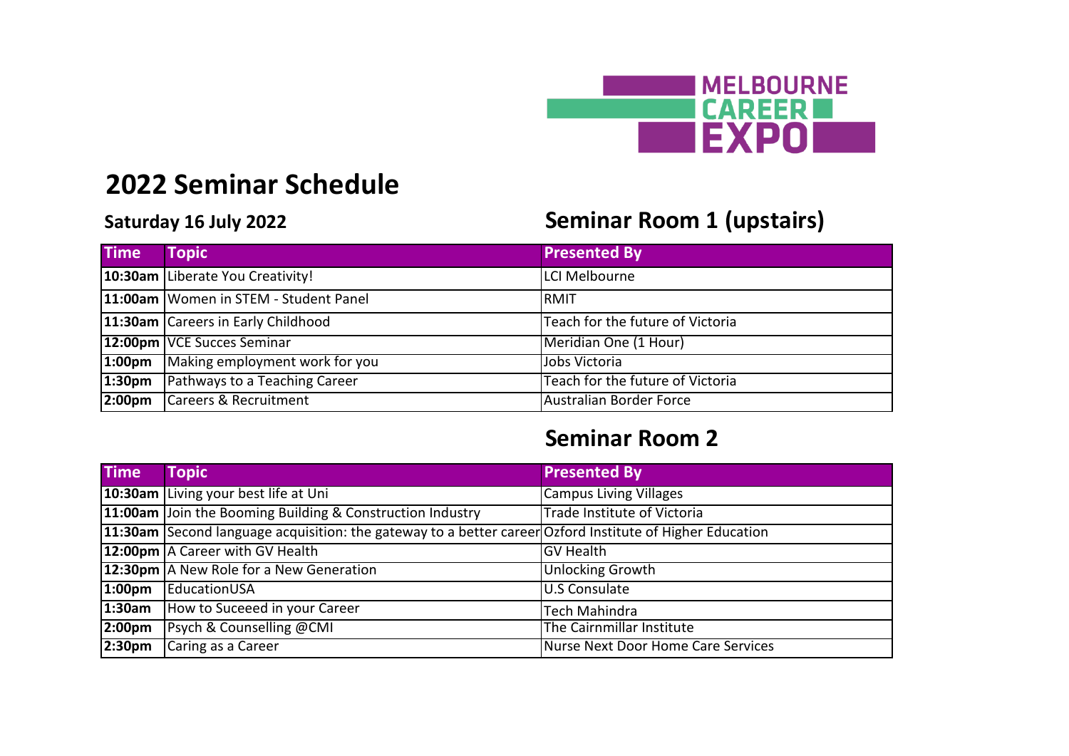MELBOURNE CAREER EXPO

# 2022 Seminar Schedule

**Saturday 16 July 2022**

## Seminar Room 1 (upstairs)

| Time | Topic | Presented By |
|---|---|---|
| **10:30am** | Liberate You Creativity! | LCI Melbourne |
| **11:00am** | Women in STEM - Student Panel | RMIT |
| **11:30am** | Careers in Early Childhood | Teach for the future of Victoria |
| **12:00pm** | VCE Succes Seminar | Meridian One (1 Hour) |
| **1:00pm** | Making employment work for you | Jobs Victoria |
| **1:30pm** | Pathways to a Teaching Career | Teach for the future of Victoria |
| **2:00pm** | Careers & Recruitment | Australian Border Force |

## Seminar Room 2

| Time | Topic | Presented By |
|---|---|---|
| **10:30am** | Living your best life at Uni | Campus Living Villages |
| **11:00am** | Join the Booming Building & Construction Industry | Trade Institute of Victoria |
| **11:30am** | Second language acquisition: the gateway to a better career | Ozford Institute of Higher Education |
| **12:00pm** | A Career with GV Health | GV Health |
| **12:30pm** | A New Role for a New Generation | Unlocking Growth |
| **1:00pm** | EducationUSA | U.S Consulate |
| **1:30am** | How to Suceeed in your Career | Tech Mahindra |
| **2:00pm** | Psych & Counselling @CMI | The Cairnmillar Institute |
| **2:30pm** | Caring as a Career | Nurse Next Door Home Care Services |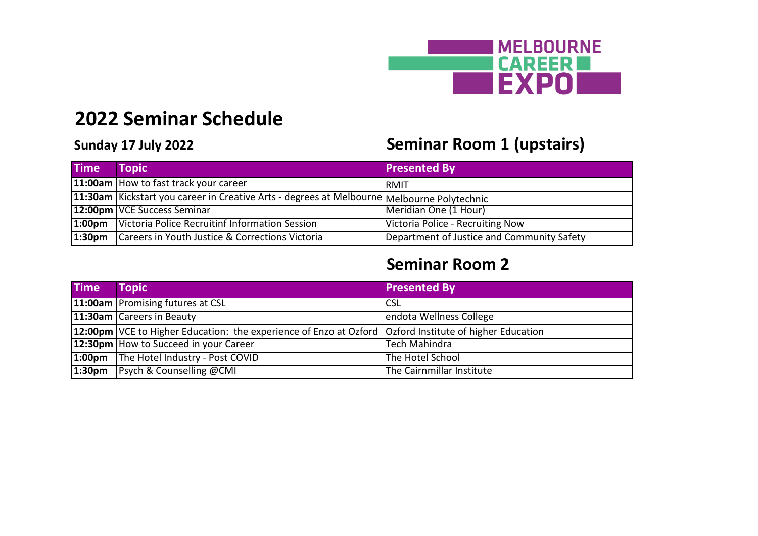MELBOURNE CAREER EXPO

# 2022 Seminar Schedule

**Sunday 17 July 2022**

## Seminar Room 1 (upstairs)

| Time | Topic | Presented By |
|---|---|---|
| **11:00am** | How to fast track your career | RMIT |
| **11:30am** | Kickstart you career in Creative Arts - degrees at Melbourne | Melbourne Polytechnic |
| **12:00pm** | VCE Success Seminar | Meridian One (1 Hour) |
| **1:00pm** | Victoria Police Recruitinf Information Session | Victoria Police - Recruiting Now |
| **1:30pm** | Careers in Youth Justice & Corrections Victoria | Department of Justice and Community Safety |

## Seminar Room 2

| Time | Topic | Presented By |
|---|---|---|
| **11:00am** | Promising futures at CSL | CSL |
| **11:30am** | Careers in Beauty | endota Wellness College |
| **12:00pm** | VCE to Higher Education:  the experience of Enzo at Ozford | Ozford Institute of higher Education |
| **12:30pm** | How to Succeed in your Career | Tech Mahindra |
| **1:00pm** | The Hotel Industry - Post COVID | The Hotel School |
| **1:30pm** | Psych & Counselling @CMI | The Cairnmillar Institute |